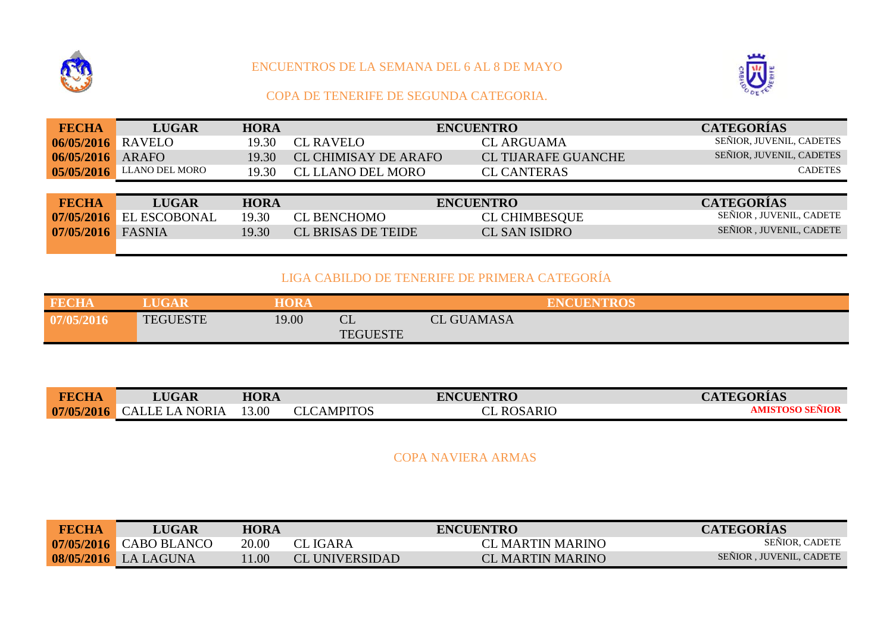ENCUENTROS DE LA SEMANA DEL 6 AL 8 DE MAYO

COPA DE TENERIFE DE SEGUNDA CATEGORIA.

| FECHA | LUGAR | HORA | ENCUENTRO | | CATEGORÍAS |
|---|---|---|---|---|---|
| 06/05/2016 | RAVELO | 19.30 | CL RAVELO | CL ARGUAMA | SEÑIOR, JUVENIL, CADETES |
| 06/05/2016 | ARAFO | 19.30 | CL CHIMISAY DE ARAFO | CL TIJARAFE GUANCHE | SEÑIOR, JUVENIL, CADETES |
| 05/05/2016 | LLANO DEL MORO | 19.30 | CL LLANO DEL MORO | CL CANTERAS | CADETES |

| FECHA | LUGAR | HORA | ENCUENTRO | | CATEGORÍAS |
|---|---|---|---|---|---|
| 07/05/2016 | EL ESCOBONAL | 19.30 | CL BENCHOMO | CL CHIMBESQUE | SEÑIOR , JUVENIL, CADETE |
| 07/05/2016 | FASNIA | 19.30 | CL BRISAS DE TEIDE | CL SAN ISIDRO | SEÑIOR , JUVENIL, CADETE |

LIGA CABILDO DE TENERIFE DE PRIMERA CATEGORÍA

| FECHA | LUGAR | HORA | ENCUENTROS | |
|---|---|---|---|---|
| 07/05/2016 | TEGUESTE | 19.00 | CL TEGUESTE | CL GUAMASA |

| FECHA | LUGAR | HORA | ENCUENTRO | | CATEGORÍAS |
|---|---|---|---|---|---|
| 07/05/2016 | CALLE LA NORIA | 13.00 | CLCAMPITOS | CL ROSARIO | **AMISTOSO SEÑIOR** |

COPA NAVIERA ARMAS

| FECHA | LUGAR | HORA | ENCUENTRO | | CATEGORÍAS |
|---|---|---|---|---|---|
| 07/05/2016 | CABO BLANCO | 20.00 | CL IGARA | CL MARTIN MARINO | SEÑIOR, CADETE |
| 08/05/2016 | LA LAGUNA | 11.00 | CL UNIVERSIDAD | CL MARTIN MARINO | SEÑIOR , JUVENIL, CADETE |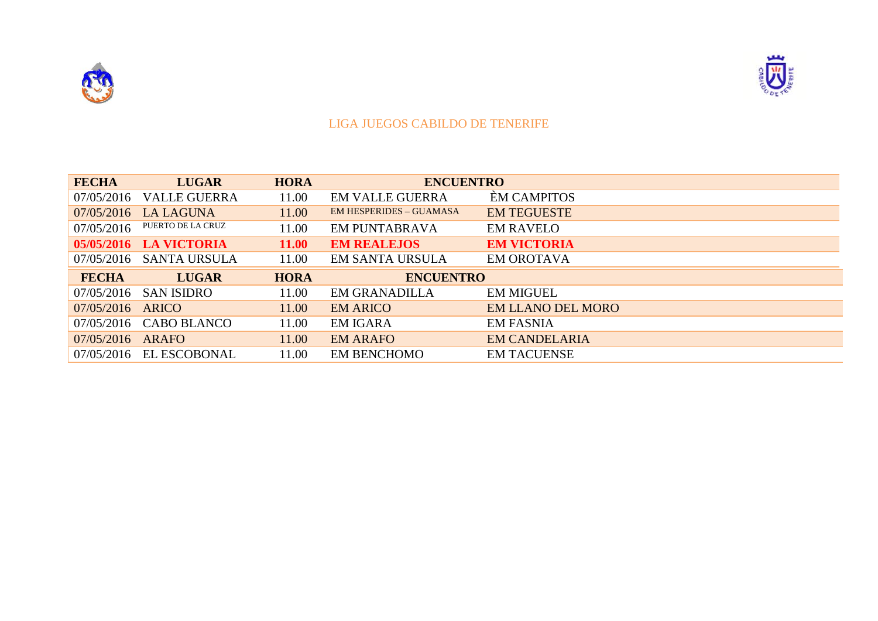LIGA JUEGOS CABILDO DE TENERIFE

| FECHA | LUGAR | HORA | ENCUENTRO | |
|---|---|---|---|---|
| 07/05/2016 | VALLE GUERRA | 11.00 | EM VALLE GUERRA | ÈM CAMPITOS |
| 07/05/2016 | LA LAGUNA | 11.00 | EM HESPERIDES – GUAMASA | EM TEGUESTE |
| 07/05/2016 | PUERTO DE LA CRUZ | 11.00 | EM PUNTABRAVA | EM RAVELO |
| **05/05/2016** | **LA VICTORIA** | **11.00** | **EM REALEJOS** | **EM VICTORIA** |
| 07/05/2016 | SANTA URSULA | 11.00 | EM SANTA URSULA | EM OROTAVA |

| FECHA | LUGAR | HORA | ENCUENTRO | |
|---|---|---|---|---|
| 07/05/2016 | SAN ISIDRO | 11.00 | EM GRANADILLA | EM MIGUEL |
| 07/05/2016 | ARICO | 11.00 | EM ARICO | EM LLANO DEL MORO |
| 07/05/2016 | CABO BLANCO | 11.00 | EM IGARA | EM FASNIA |
| 07/05/2016 | ARAFO | 11.00 | EM ARAFO | EM CANDELARIA |
| 07/05/2016 | EL ESCOBONAL | 11.00 | EM BENCHOMO | EM TACUENSE |